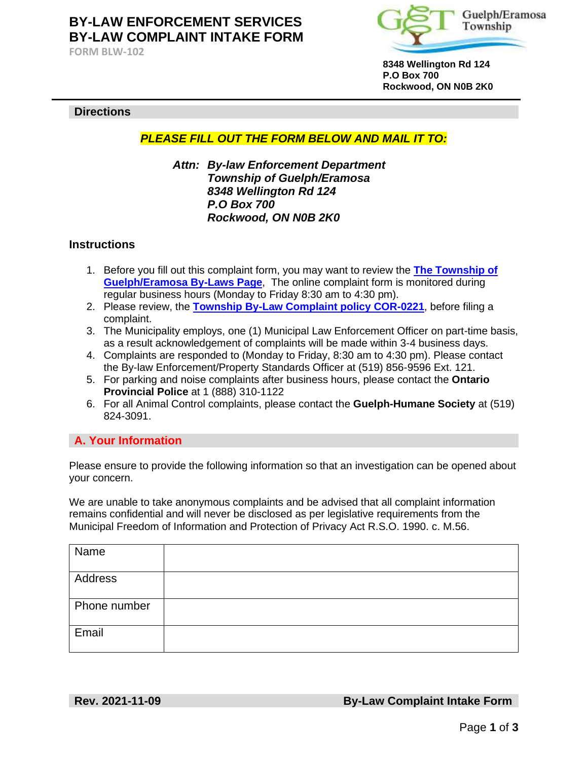# BY-LAW ENFORCEMENT SERVICES
# BY-LAW COMPLAINT INTAKE FORM

**FORM BLW-102**

Guelph/Eramosa Township

**8348 Wellington Rd 124**
**P.O Box 700**
**Rockwood, ON N0B 2K0**

## Directions

***PLEASE FILL OUT THE FORM BELOW AND MAIL IT TO:***

***Attn: By-law Enforcement Department***
***Township of Guelph/Eramosa***
***8348 Wellington Rd 124***
***P.O Box 700***
***Rockwood, ON N0B 2K0***

### Instructions

1. Before you fill out this complaint form, you may want to review the **The Township of Guelph/Eramosa By-Laws Page**, The online complaint form is monitored during regular business hours (Monday to Friday 8:30 am to 4:30 pm).
2. Please review, the **Township By-Law Complaint policy COR-0221**, before filing a complaint.
3. The Municipality employs, one (1) Municipal Law Enforcement Officer on part-time basis, as a result acknowledgement of complaints will be made within 3-4 business days.
4. Complaints are responded to (Monday to Friday, 8:30 am to 4:30 pm). Please contact the By-law Enforcement/Property Standards Officer at (519) 856-9596 Ext. 121.
5. For parking and noise complaints after business hours, please contact the **Ontario Provincial Police** at 1 (888) 310-1122
6. For all Animal Control complaints, please contact the **Guelph-Humane Society** at (519) 824-3091.

## A. Your Information

Please ensure to provide the following information so that an investigation can be opened about your concern.

We are unable to take anonymous complaints and be advised that all complaint information remains confidential and will never be disclosed as per legislative requirements from the Municipal Freedom of Information and Protection of Privacy Act R.S.O. 1990. c. M.56.

| | |
|---|---|
| Name | |
| Address | |
| Phone number | |
| Email | |

**Rev. 2021-11-09** **By-Law Complaint Intake Form**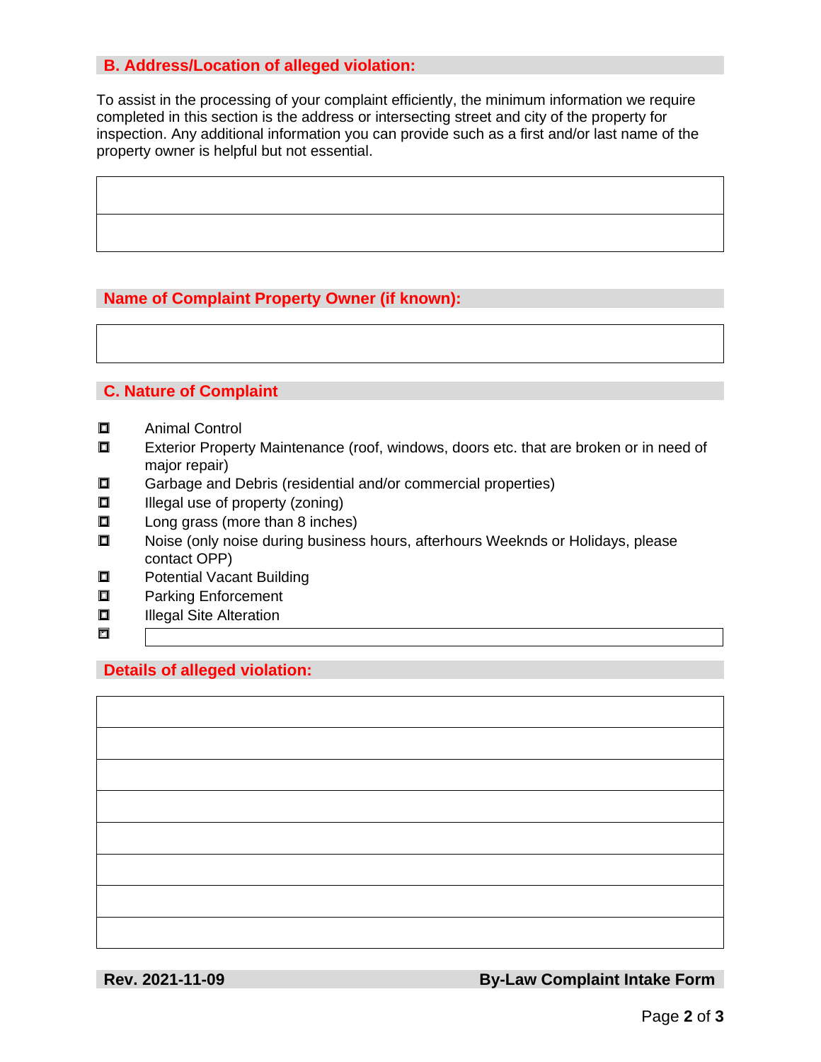## B. Address/Location of alleged violation:

To assist in the processing of your complaint efficiently, the minimum information we require completed in this section is the address or intersecting street and city of the property for inspection. Any additional information you can provide such as a first and/or last name of the property owner is helpful but not essential.

| |
|---|
| |
| |

## Name of Complaint Property Owner (if known):

| |
|---|
| |

## C. Nature of Complaint

- ☐ Animal Control
- ☐ Exterior Property Maintenance (roof, windows, doors etc. that are broken or in need of major repair)
- ☐ Garbage and Debris (residential and/or commercial properties)
- ☐ Illegal use of property (zoning)
- ☐ Long grass (more than 8 inches)
- ☐ Noise (only noise during business hours, afterhours Weeknds or Holidays, please contact OPP)
- ☐ Potential Vacant Building
- ☐ Parking Enforcement
- ☐ Illegal Site Alteration
- ☐ ____________________

## Details of alleged violation:

| |
|---|
| |
| |
| |
| |
| |
| |
| |
| |

**Rev. 2021-11-09** **By-Law Complaint Intake Form**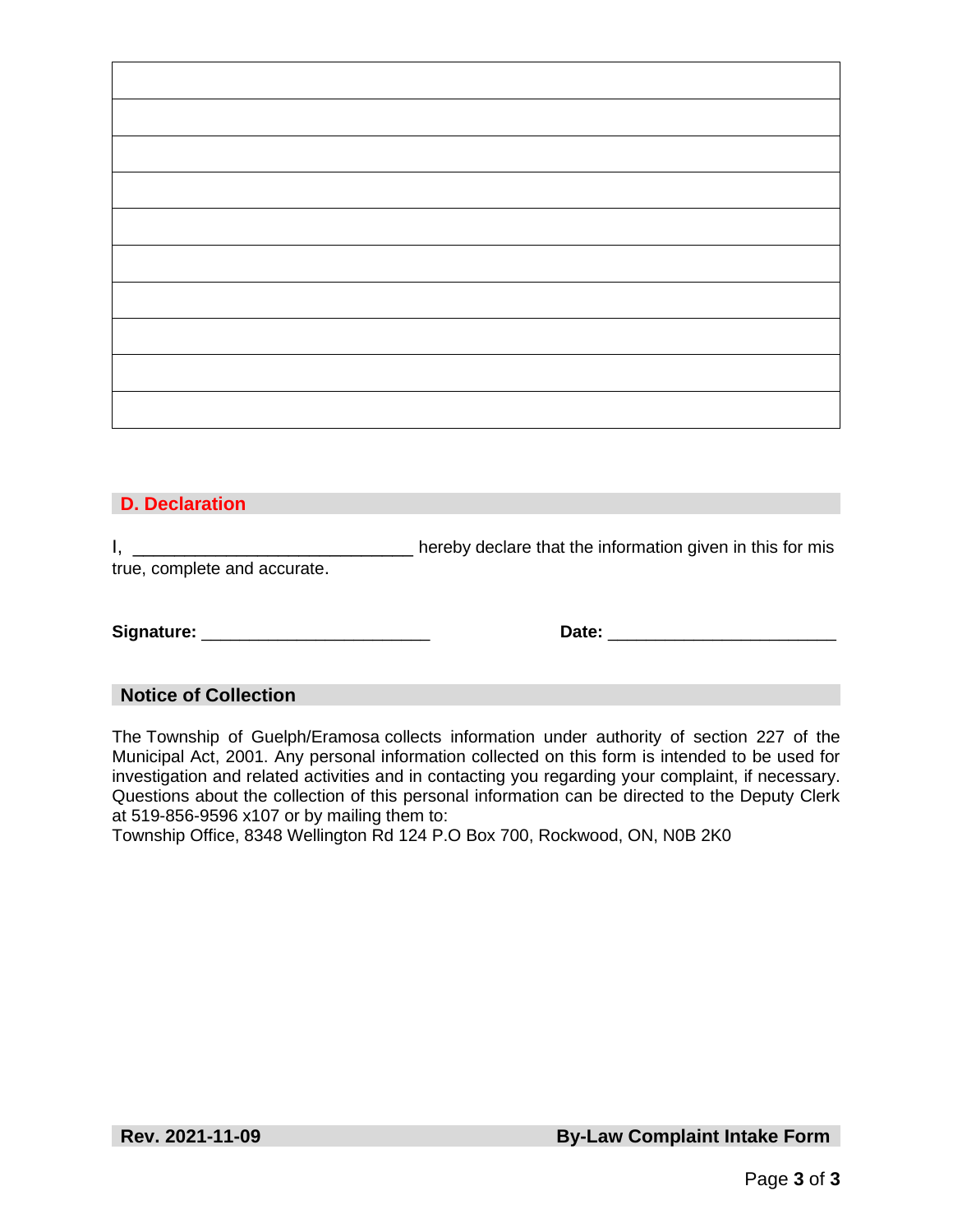| |
|---|
| |
| |
| |
| |
| |
| |
| |
| |
| |

## D. Declaration

I, ____________________________ hereby declare that the information given in this for mis true, complete and accurate.

**Signature:** _______________________ **Date:** _______________________

## Notice of Collection

The Township of Guelph/Eramosa collects information under authority of section 227 of the Municipal Act, 2001. Any personal information collected on this form is intended to be used for investigation and related activities and in contacting you regarding your complaint, if necessary. Questions about the collection of this personal information can be directed to the Deputy Clerk at 519-856-9596 x107 or by mailing them to:
Township Office, 8348 Wellington Rd 124 P.O Box 700, Rockwood, ON, N0B 2K0